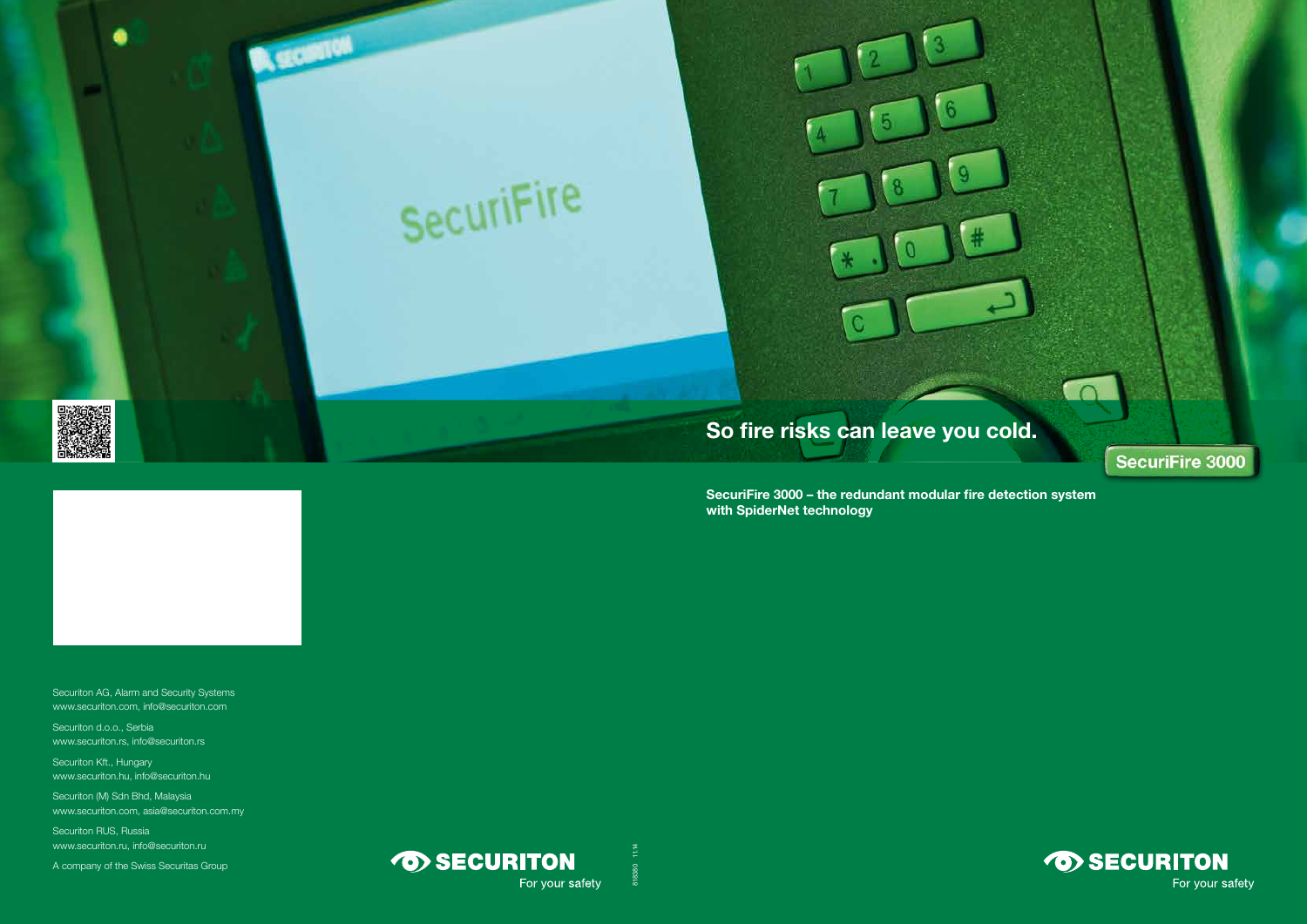# So fire risks can leave you cold.

**SecuriFire 3000**

**SecuriFire 3000 – the redundant modular fire detection system with SpiderNet technology**

SECURITON
For your safety

Securiton AG, Alarm and Security Systems
www.securiton.com, info@securiton.com

Securiton d.o.o., Serbia
www.securiton.rs, info@securiton.rs

Securiton Kft., Hungary
www.securiton.hu, info@securiton.hu

Securiton (M) Sdn Bhd, Malaysia
www.securiton.com, asia@securiton.com.my

Securiton RUS, Russia
www.securiton.ru, info@securiton.ru

A company of the Swiss Securitas Group

SECURITON
For your safety

818880 11.14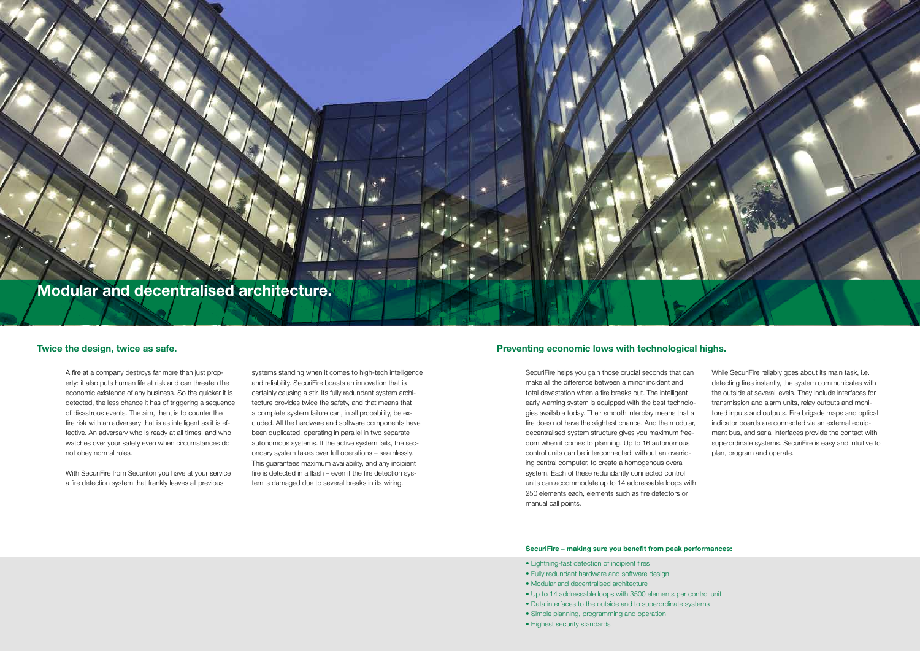# Modular and decentralised architecture.

## Twice the design, twice as safe.

A fire at a company destroys far more than just property: it also puts human life at risk and can threaten the economic existence of any business. So the quicker it is detected, the less chance it has of triggering a sequence of disastrous events. The aim, then, is to counter the fire risk with an adversary that is as intelligent as it is effective. An adversary who is ready at all times, and who watches over your safety even when circumstances do not obey normal rules.

With SecuriFire from Securiton you have at your service a fire detection system that frankly leaves all previous systems standing when it comes to high-tech intelligence and reliability. SecuriFire boasts an innovation that is certainly causing a stir. Its fully redundant system architecture provides twice the safety, and that means that a complete system failure can, in all probability, be excluded. All the hardware and software components have been duplicated, operating in parallel in two separate autonomous systems. If the active system fails, the secondary system takes over full operations – seamlessly. This guarantees maximum availability, and any incipient fire is detected in a flash – even if the fire detection system is damaged due to several breaks in its wiring.

## Preventing economic lows with technological highs.

SecuriFire helps you gain those crucial seconds that can make all the difference between a minor incident and total devastation when a fire breaks out. The intelligent early warning system is equipped with the best technologies available today. Their smooth interplay means that a fire does not have the slightest chance. And the modular, decentralised system structure gives you maximum freedom when it comes to planning. Up to 16 autonomous control units can be interconnected, without an overriding central computer, to create a homogenous overall system. Each of these redundantly connected control units can accommodate up to 14 addressable loops with 250 elements each, elements such as fire detectors or manual call points.

While SecuriFire reliably goes about its main task, i.e. detecting fires instantly, the system communicates with the outside at several levels. They include interfaces for transmission and alarm units, relay outputs and monitored inputs and outputs. Fire brigade maps and optical indicator boards are connected via an external equipment bus, and serial interfaces provide the contact with superordinate systems. SecuriFire is easy and intuitive to plan, program and operate.

**SecuriFire – making sure you benefit from peak performances:**

- Lightning-fast detection of incipient fires
- Fully redundant hardware and software design
- Modular and decentralised architecture
- Up to 14 addressable loops with 3500 elements per control unit
- Data interfaces to the outside and to superordinate systems
- Simple planning, programming and operation
- Highest security standards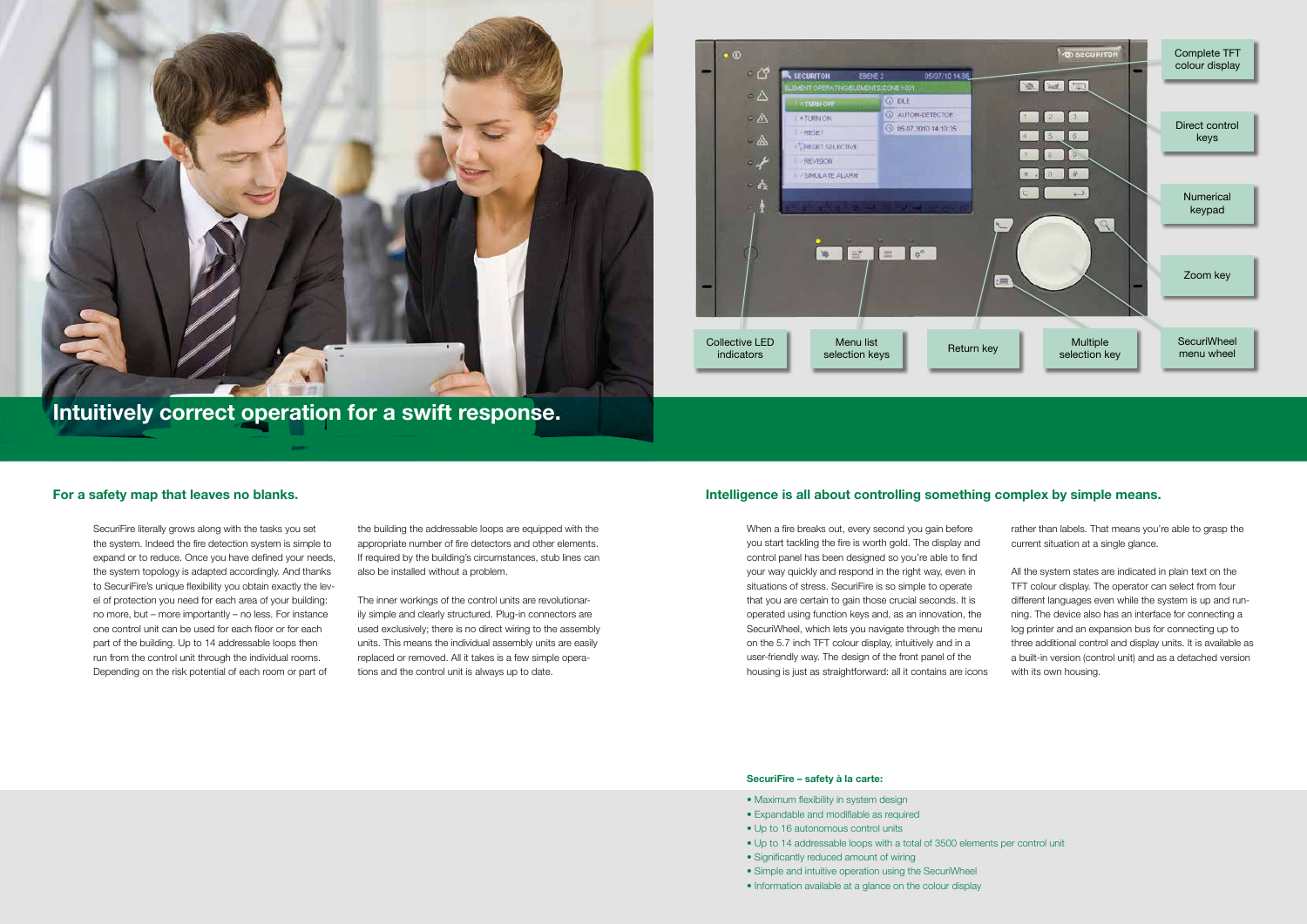# Intuitively correct operation for a swift response.

Complete TFT colour display

Direct control keys

Numerical keypad

Zoom key

SecuriWheel menu wheel

Collective LED indicators

Menu list selection keys

Return key

Multiple selection key

## For a safety map that leaves no blanks.

SecuriFire literally grows along with the tasks you set the system. Indeed the fire detection system is simple to expand or to reduce. Once you have defined your needs, the system topology is adapted accordingly. And thanks to SecuriFire's unique flexibility you obtain exactly the level of protection you need for each area of your building: no more, but – more importantly – no less. For instance one control unit can be used for each floor or for each part of the building. Up to 14 addressable loops then run from the control unit through the individual rooms. Depending on the risk potential of each room or part of the building the addressable loops are equipped with the appropriate number of fire detectors and other elements. If required by the building's circumstances, stub lines can also be installed without a problem.

The inner workings of the control units are revolutionarily simple and clearly structured. Plug-in connectors are used exclusively; there is no direct wiring to the assembly units. This means the individual assembly units are easily replaced or removed. All it takes is a few simple operations and the control unit is always up to date.

## Intelligence is all about controlling something complex by simple means.

When a fire breaks out, every second you gain before you start tackling the fire is worth gold. The display and control panel has been designed so you're able to find your way quickly and respond in the right way, even in situations of stress. SecuriFire is so simple to operate that you are certain to gain those crucial seconds. It is operated using function keys and, as an innovation, the SecuriWheel, which lets you navigate through the menu on the 5.7 inch TFT colour display, intuitively and in a user-friendly way. The design of the front panel of the housing is just as straightforward: all it contains are icons rather than labels. That means you're able to grasp the current situation at a single glance.

All the system states are indicated in plain text on the TFT colour display. The operator can select from four different languages even while the system is up and running. The device also has an interface for connecting a log printer and an expansion bus for connecting up to three additional control and display units. It is available as a built-in version (control unit) and as a detached version with its own housing.

**SecuriFire – safety à la carte:**

- Maximum flexibility in system design
- Expandable and modifiable as required
- Up to 16 autonomous control units
- Up to 14 addressable loops with a total of 3500 elements per control unit
- Significantly reduced amount of wiring
- Simple and intuitive operation using the SecuriWheel
- Information available at a glance on the colour display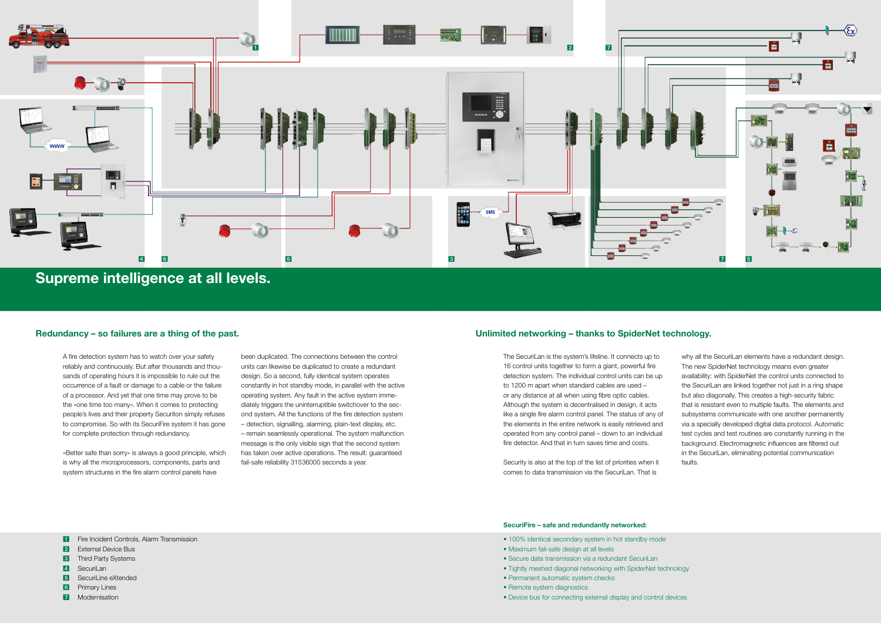# Supreme intelligence at all levels.

## Redundancy – so failures are a thing of the past.

A fire detection system has to watch over your safety reliably and continuously. But after thousands and thousands of operating hours it is impossible to rule out the occurrence of a fault or damage to a cable or the failure of a processor. And yet that one time may prove to be the «one time too many». When it comes to protecting people's lives and their property Securiton simply refuses to compromise. So with its SecuriFire system it has gone for complete protection through redundancy.

«Better safe than sorry» is always a good principle, which is why all the microprocessors, components, parts and system structures in the fire alarm control panels have been duplicated. The connections between the control units can likewise be duplicated to create a redundant design. So a second, fully identical system operates constantly in hot standby mode, in parallel with the active operating system. Any fault in the active system immediately triggers the uninterruptible switchover to the second system. All the functions of the fire detection system – detection, signalling, alarming, plain-text display, etc. – remain seamlessly operational. The system malfunction message is the only visible sign that the second system has taken over active operations. The result: guaranteed fail-safe reliability 31536000 seconds a year.

## Unlimited networking – thanks to SpiderNet technology.

The SecuriLan is the system's lifeline. It connects up to 16 control units together to form a giant, powerful fire detection system. The individual control units can be up to 1200 m apart when standard cables are used – or any distance at all when using fibre optic cables. Although the system is decentralised in design, it acts like a single fire alarm control panel. The status of any of the elements in the entire network is easily retrieved and operated from any control panel – down to an individual fire detector. And that in turn saves time and costs.

Security is also at the top of the list of priorities when it comes to data transmission via the SecuriLan. That is why all the SecuriLan elements have a redundant design. The new SpiderNet technology means even greater availability: with SpiderNet the control units connected to the SecuriLan are linked together not just in a ring shape but also diagonally. This creates a high-security fabric that is resistant even to multiple faults. The elements and subsystems communicate with one another permanently via a specially developed digital data protocol. Automatic test cycles and test routines are constantly running in the background. Electromagnetic influences are filtered out in the SecuriLan, eliminating potential communication faults.

1. Fire Incident Controls, Alarm Transmission
2. External Device Bus
3. Third Party Systems
4. SecuriLan
5. SecuriLine eXtended
6. Primary Lines
7. Modernisation

**SecuriFire – safe and redundantly networked:**

- 100% identical secondary system in hot standby mode
- Maximum fail-safe design at all levels
- Secure data transmission via a redundant SecuriLan
- Tightly meshed diagonal networking with SpiderNet technology
- Permanent automatic system checks
- Remote system diagnostics
- Device bus for connecting external display and control devices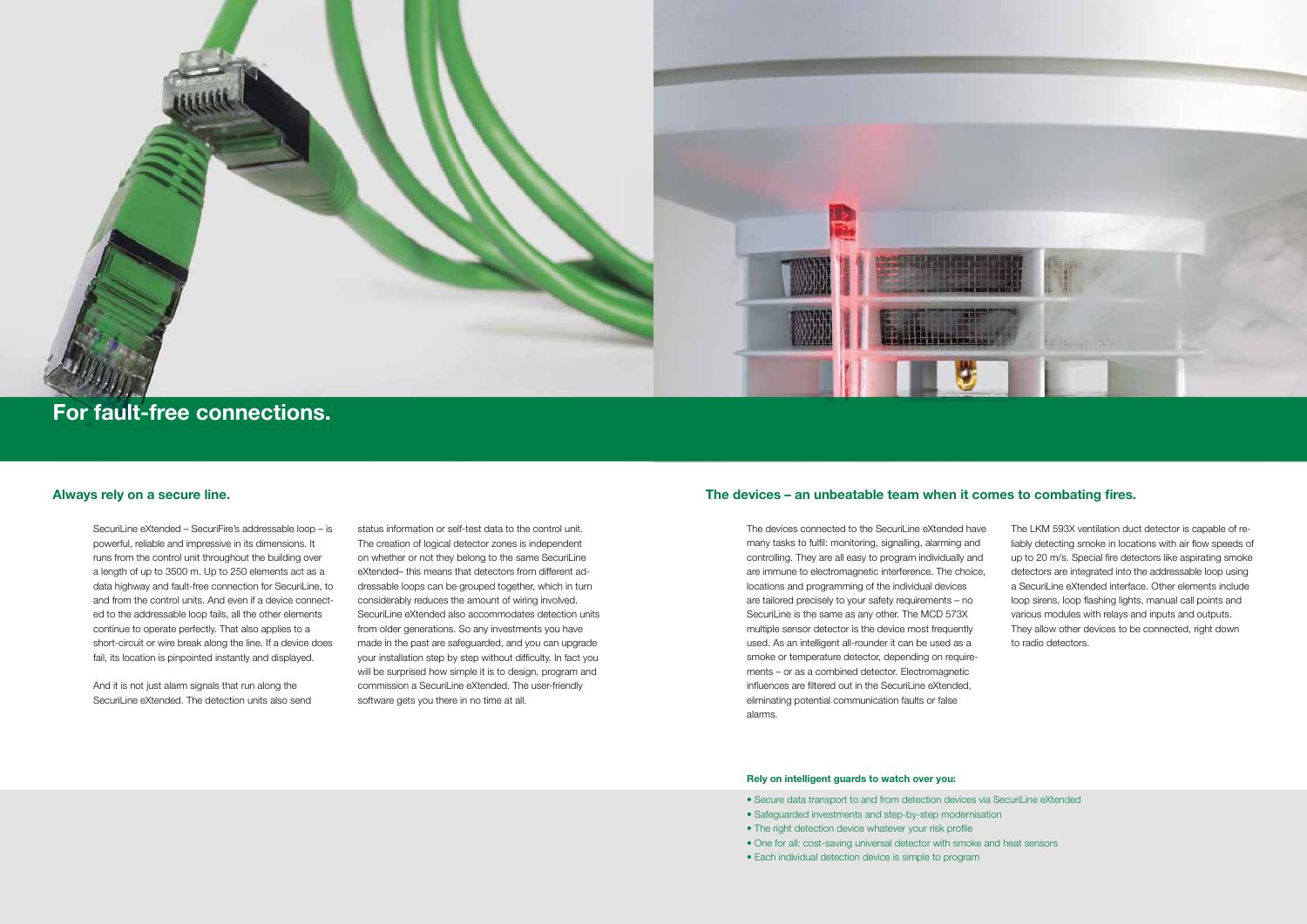# For fault-free connections.

## Always rely on a secure line.

SecuriLine eXtended – SecuriFire's addressable loop – is powerful, reliable and impressive in its dimensions. It runs from the control unit throughout the building over a length of up to 3500 m. Up to 250 elements act as a data highway and fault-free connection for SecuriLine, to and from the control units. And even if a device connected to the addressable loop fails, all the other elements continue to operate perfectly. That also applies to a short-circuit or wire break along the line. If a device does fail, its location is pinpointed instantly and displayed.

And it is not just alarm signals that run along the SecuriLine eXtended. The detection units also send status information or self-test data to the control unit. The creation of logical detector zones is independent on whether or not they belong to the same SecuriLine eXtended– this means that detectors from different addressable loops can be grouped together, which in turn considerably reduces the amount of wiring involved. SecuriLine eXtended also accommodates detection units from older generations. So any investments you have made in the past are safeguarded, and you can upgrade your installation step by step without difficulty. In fact you will be surprised how simple it is to design, program and commission a SecuriLine eXtended. The user-friendly software gets you there in no time at all.

## The devices – an unbeatable team when it comes to combating fires.

The devices connected to the SecuriLine eXtended have many tasks to fulfil: monitoring, signalling, alarming and controlling. They are all easy to program individually and are immune to electromagnetic interference. The choice, locations and programming of the individual devices are tailored precisely to your safety requirements – no SecuriLine is the same as any other. The MCD 573X multiple sensor detector is the device most frequently used. As an intelligent all-rounder it can be used as a smoke or temperature detector, depending on requirements – or as a combined detector. Electromagnetic influences are filtered out in the SecuriLine eXtended, eliminating potential communication faults or false alarms.

The LKM 593X ventilation duct detector is capable of reliably detecting smoke in locations with air flow speeds of up to 20 m/s. Special fire detectors like aspirating smoke detectors are integrated into the addressable loop using a SecuriLine eXtended interface. Other elements include loop sirens, loop flashing lights, manual call points and various modules with relays and inputs and outputs. They allow other devices to be connected, right down to radio detectors.

**Rely on intelligent guards to watch over you:**

- Secure data transport to and from detection devices via SecuriLine eXtended
- Safeguarded investments and step-by-step modernisation
- The right detection device whatever your risk profile
- One for all: cost-saving universal detector with smoke and heat sensors
- Each individual detection device is simple to program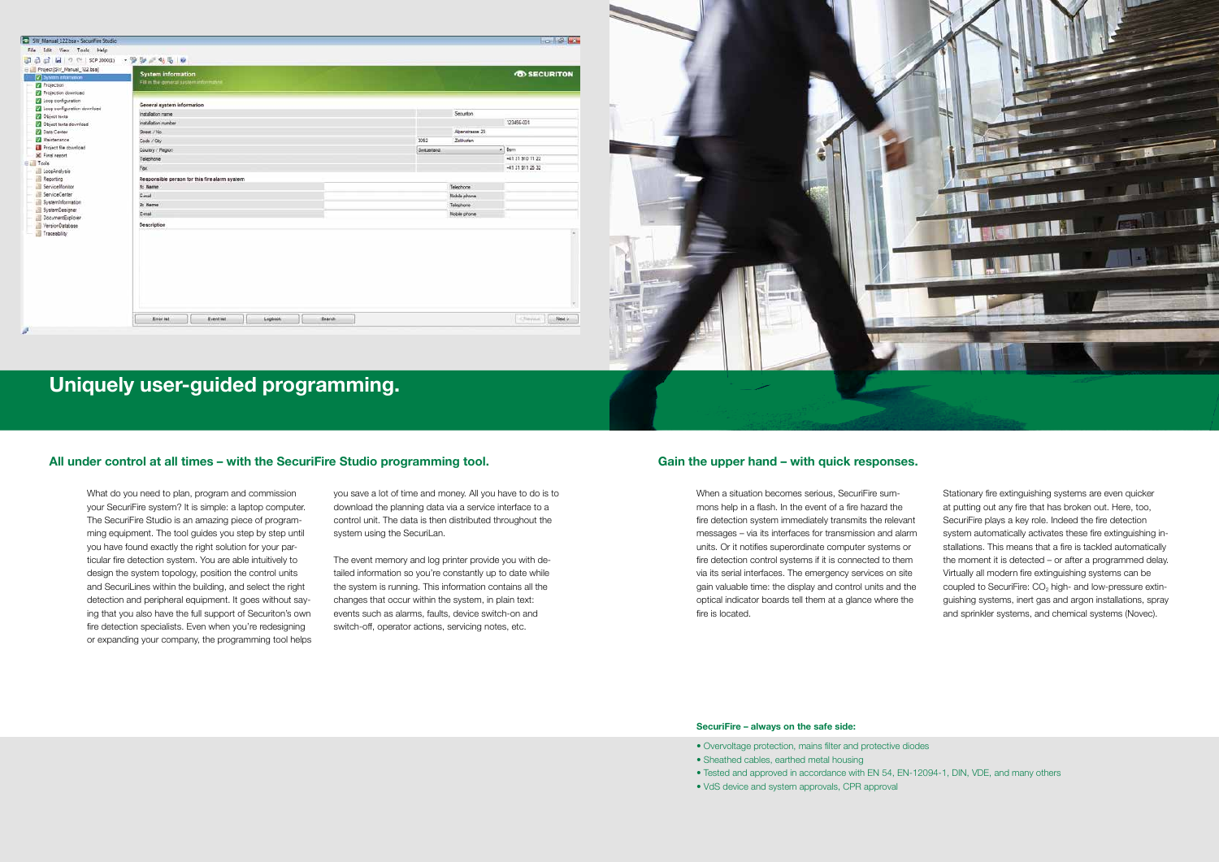# Uniquely user-guided programming.

## All under control at all times – with the SecuriFire Studio programming tool.

What do you need to plan, program and commission your SecuriFire system? It is simple: a laptop computer. The SecuriFire Studio is an amazing piece of programming equipment. The tool guides you step by step until you have found exactly the right solution for your particular fire detection system. You are able intuitively to design the system topology, position the control units and SecuriLines within the building, and select the right detection and peripheral equipment. It goes without saying that you also have the full support of Securiton's own fire detection specialists. Even when you're redesigning or expanding your company, the programming tool helps you save a lot of time and money. All you have to do is to download the planning data via a service interface to a control unit. The data is then distributed throughout the system using the SecuriLan.

The event memory and log printer provide you with detailed information so you're constantly up to date while the system is running. This information contains all the changes that occur within the system, in plain text: events such as alarms, faults, device switch-on and switch-off, operator actions, servicing notes, etc.

## Gain the upper hand – with quick responses.

When a situation becomes serious, SecuriFire summons help in a flash. In the event of a fire hazard the fire detection system immediately transmits the relevant messages – via its interfaces for transmission and alarm units. Or it notifies superordinate computer systems or fire detection control systems if it is connected to them via its serial interfaces. The emergency services on site gain valuable time: the display and control units and the optical indicator boards tell them at a glance where the fire is located.

Stationary fire extinguishing systems are even quicker at putting out any fire that has broken out. Here, too, SecuriFire plays a key role. Indeed the fire detection system automatically activates these fire extinguishing installations. This means that a fire is tackled automatically the moment it is detected – or after a programmed delay. Virtually all modern fire extinguishing systems can be coupled to SecuriFire: $CO_2$ high- and low-pressure extinguishing systems, inert gas and argon installations, spray and sprinkler systems, and chemical systems (Novec).

**SecuriFire – always on the safe side:**

- Overvoltage protection, mains filter and protective diodes
- Sheathed cables, earthed metal housing
- Tested and approved in accordance with EN 54, EN-12094-1, DIN, VDE, and many others
- VdS device and system approvals, CPR approval